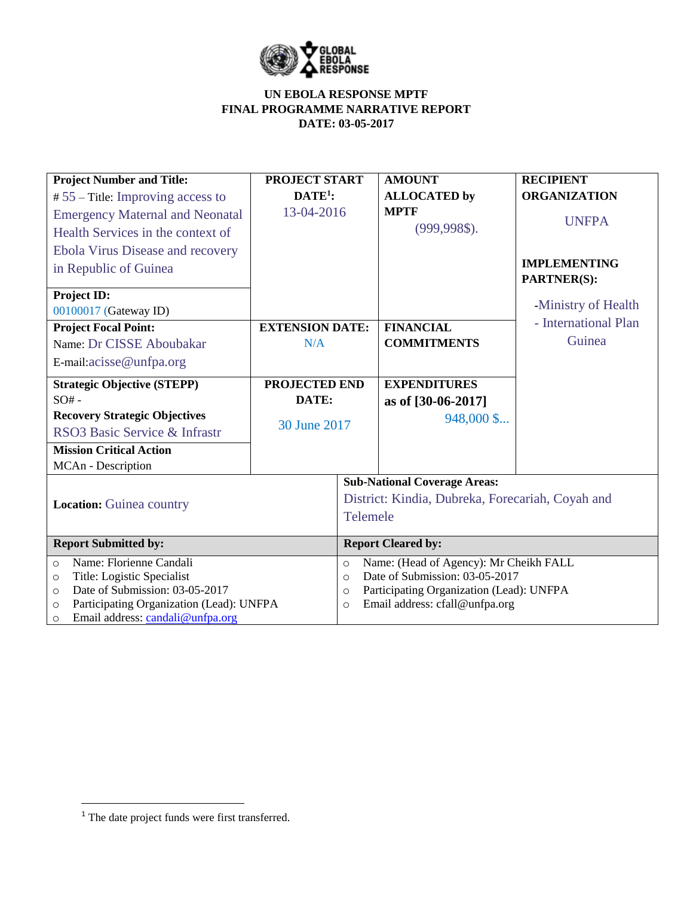**UN EBOLA RESPONSE MPTF**
**FINAL PROGRAMME NARRATIVE REPORT**
**DATE: 03-05-2017**

| **Project Number and Title:** # 55 – Title: Improving access to Emergency Maternal and Neonatal Health Services in the context of Ebola Virus Disease and recovery in Republic of Guinea | **PROJECT START DATE[1]:** 13-04-2016 | **AMOUNT ALLOCATED by MPTF** (999,998$). | **RECIPIENT ORGANIZATION** UNFPA |
|---|---|---|---|
| **Project ID:** 00100017 (Gateway ID) | | | **IMPLEMENTING PARTNER(S):** -Ministry of Health - International Plan Guinea |
| **Project Focal Point:** Name: Dr CISSE Aboubakar E-mail:acisse@unfpa.org | **EXTENSION DATE:** N/A | **FINANCIAL COMMITMENTS** | |
| **Strategic Objective (STEPP)** SO# - **Recovery Strategic Objectives** RSO3 Basic Service & Infrastr | **PROJECTED END DATE:** 30 June 2017 | **EXPENDITURES as of [30-06-2017]** 948,000 $... | |
| **Mission Critical Action** MCAn - Description | | | |
| **Location:** Guinea country | | **Sub-National Coverage Areas:** District: Kindia, Dubreka, Forecariah, Coyah and Telemele | |

| **Report Submitted by:** | **Report Cleared by:** |
|---|---|
| ○ Name: Florienne Candali<br>○ Title: Logistic Specialist<br>○ Date of Submission: 03-05-2017<br>○ Participating Organization (Lead): UNFPA<br>○ Email address: candali@unfpa.org | ○ Name: (Head of Agency): Mr Cheikh FALL<br>○ Date of Submission: 03-05-2017<br>○ Participating Organization (Lead): UNFPA<br>○ Email address: cfall@unfpa.org |

[1] The date project funds were first transferred.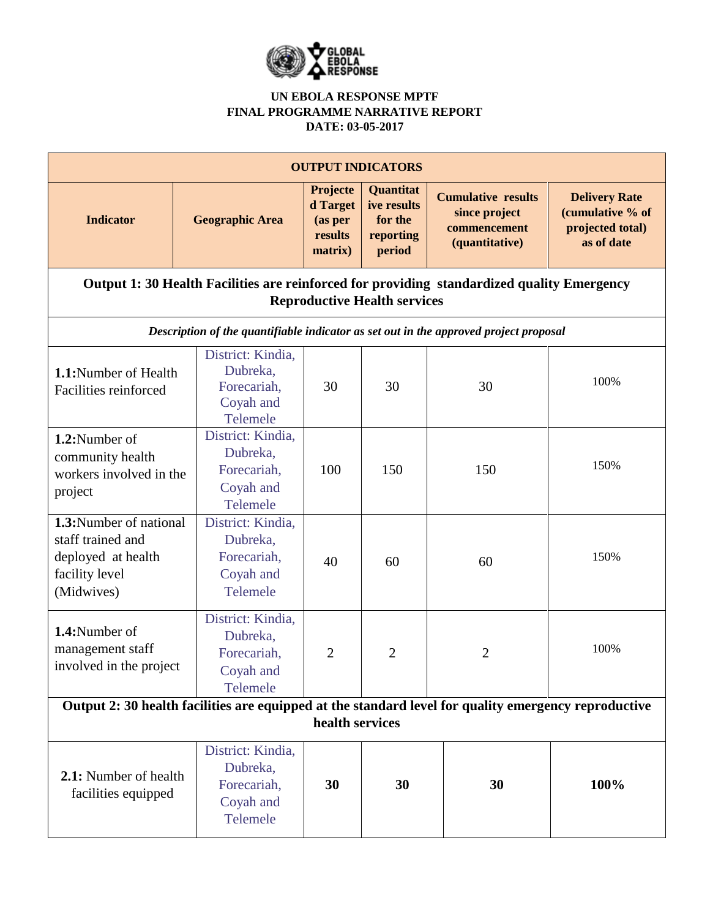**UN EBOLA RESPONSE MPTF**
**FINAL PROGRAMME NARRATIVE REPORT**
**DATE: 03-05-2017**

| **OUTPUT INDICATORS** | | | | | |
|---|---|---|---|---|---|
| **Indicator** | **Geographic Area** | **Projected Target (as per results matrix)** | **Quantitative results for the reporting period** | **Cumulative results since project commencement (quantitative)** | **Delivery Rate (cumulative % of projected total) as of date** |
| **Output 1: 30 Health Facilities are reinforced for providing standardized quality Emergency Reproductive Health services** | | | | | |
| ***Description of the quantifiable indicator as set out in the approved project proposal*** | | | | | |
| **1.1:**Number of Health Facilities reinforced | District: Kindia, Dubreka, Forecariah, Coyah and Telemele | 30 | 30 | 30 | 100% |
| **1.2:**Number of community health workers involved in the project | District: Kindia, Dubreka, Forecariah, Coyah and Telemele | 100 | 150 | 150 | 150% |
| **1.3:**Number of national staff trained and deployed at health facility level (Midwives) | District: Kindia, Dubreka, Forecariah, Coyah and Telemele | 40 | 60 | 60 | 150% |
| **1.4:**Number of management staff involved in the project | District: Kindia, Dubreka, Forecariah, Coyah and Telemele | 2 | 2 | 2 | 100% |
| **Output 2: 30 health facilities are equipped at the standard level for quality emergency reproductive health services** | | | | | |
| **2.1:** Number of health facilities equipped | District: Kindia, Dubreka, Forecariah, Coyah and Telemele | **30** | **30** | **30** | **100%** |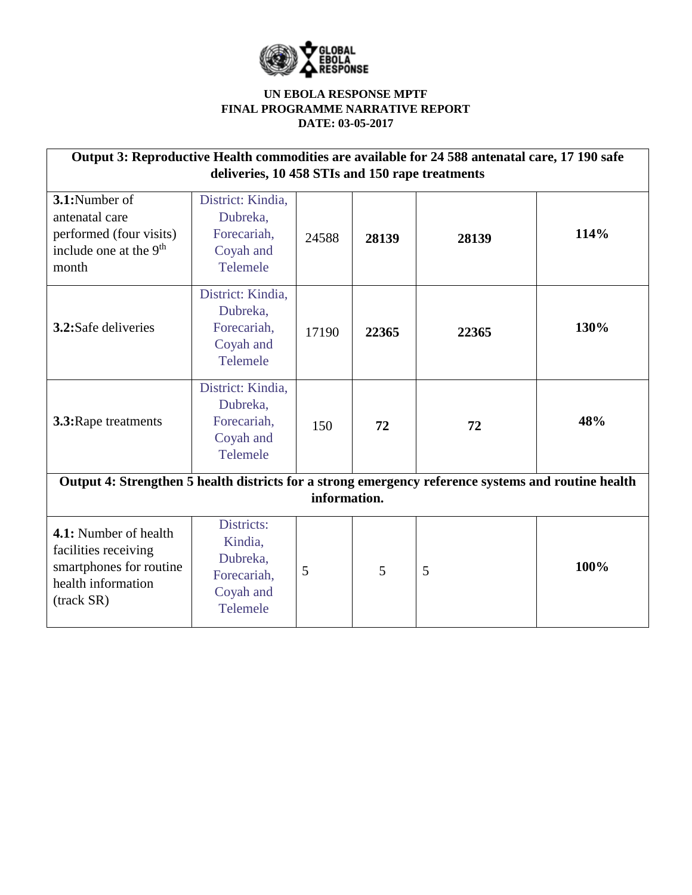**UN EBOLA RESPONSE MPTF**
**FINAL PROGRAMME NARRATIVE REPORT**
**DATE: 03-05-2017**

| **Output 3: Reproductive Health commodities are available for 24 588 antenatal care, 17 190 safe deliveries, 10 458 STIs and 150 rape treatments** | | | | | |
|---|---|---|---|---|---|
| **3.1:**Number of antenatal care performed (four visits) include one at the 9th month | District: Kindia, Dubreka, Forecariah, Coyah and Telemele | 24588 | **28139** | **28139** | **114%** |
| **3.2:**Safe deliveries | District: Kindia, Dubreka, Forecariah, Coyah and Telemele | 17190 | **22365** | **22365** | **130%** |
| **3.3:**Rape treatments | District: Kindia, Dubreka, Forecariah, Coyah and Telemele | 150 | **72** | **72** | **48%** |
| **Output 4: Strengthen 5 health districts for a strong emergency reference systems and routine health information.** | | | | | |
| **4.1:** Number of health facilities receiving smartphones for routine health information (track SR) | Districts: Kindia, Dubreka, Forecariah, Coyah and Telemele | 5 | 5 | 5 | **100%** |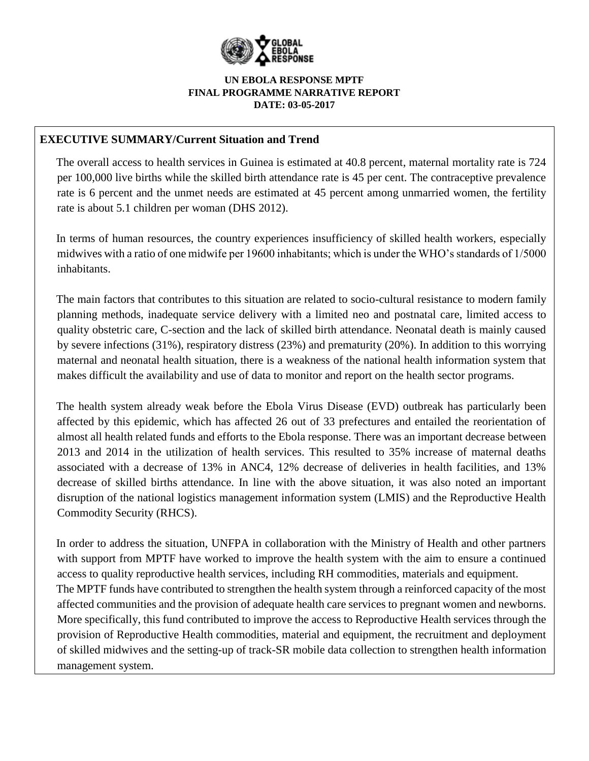**UN EBOLA RESPONSE MPTF**
**FINAL PROGRAMME NARRATIVE REPORT**
**DATE: 03-05-2017**

## EXECUTIVE SUMMARY/Current Situation and Trend

The overall access to health services in Guinea is estimated at 40.8 percent, maternal mortality rate is 724 per 100,000 live births while the skilled birth attendance rate is 45 per cent. The contraceptive prevalence rate is 6 percent and the unmet needs are estimated at 45 percent among unmarried women, the fertility rate is about 5.1 children per woman (DHS 2012).

In terms of human resources, the country experiences insufficiency of skilled health workers, especially midwives with a ratio of one midwife per 19600 inhabitants; which is under the WHO's standards of 1/5000 inhabitants.

The main factors that contributes to this situation are related to socio-cultural resistance to modern family planning methods, inadequate service delivery with a limited neo and postnatal care, limited access to quality obstetric care, C-section and the lack of skilled birth attendance. Neonatal death is mainly caused by severe infections (31%), respiratory distress (23%) and prematurity (20%). In addition to this worrying maternal and neonatal health situation, there is a weakness of the national health information system that makes difficult the availability and use of data to monitor and report on the health sector programs.

The health system already weak before the Ebola Virus Disease (EVD) outbreak has particularly been affected by this epidemic, which has affected 26 out of 33 prefectures and entailed the reorientation of almost all health related funds and efforts to the Ebola response. There was an important decrease between 2013 and 2014 in the utilization of health services. This resulted to 35% increase of maternal deaths associated with a decrease of 13% in ANC4, 12% decrease of deliveries in health facilities, and 13% decrease of skilled births attendance. In line with the above situation, it was also noted an important disruption of the national logistics management information system (LMIS) and the Reproductive Health Commodity Security (RHCS).

In order to address the situation, UNFPA in collaboration with the Ministry of Health and other partners with support from MPTF have worked to improve the health system with the aim to ensure a continued access to quality reproductive health services, including RH commodities, materials and equipment.

The MPTF funds have contributed to strengthen the health system through a reinforced capacity of the most affected communities and the provision of adequate health care services to pregnant women and newborns. More specifically, this fund contributed to improve the access to Reproductive Health services through the provision of Reproductive Health commodities, material and equipment, the recruitment and deployment of skilled midwives and the setting-up of track-SR mobile data collection to strengthen health information management system.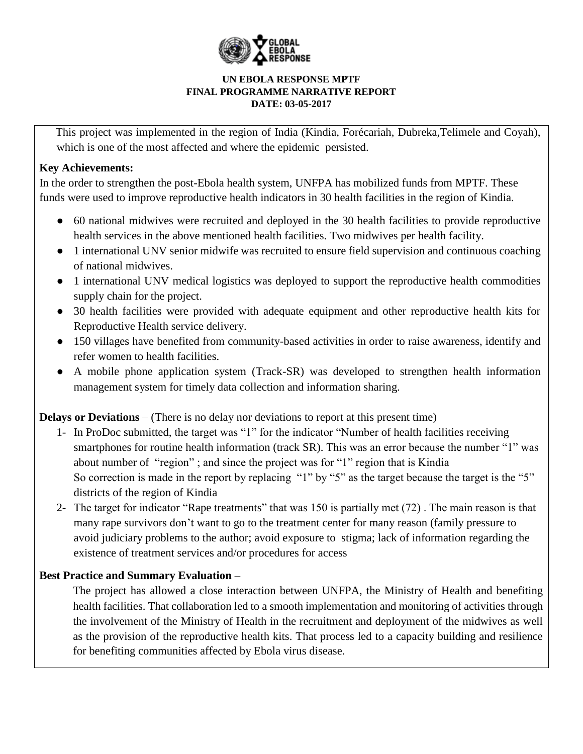**UN EBOLA RESPONSE MPTF**
**FINAL PROGRAMME NARRATIVE REPORT**
**DATE: 03-05-2017**

This project was implemented in the region of India (Kindia, Forécariah, Dubreka,Telimele and Coyah), which is one of the most affected and where the epidemic persisted.

**Key Achievements:**

In the order to strengthen the post-Ebola health system, UNFPA has mobilized funds from MPTF. These funds were used to improve reproductive health indicators in 30 health facilities in the region of Kindia.

- 60 national midwives were recruited and deployed in the 30 health facilities to provide reproductive health services in the above mentioned health facilities. Two midwives per health facility.
- 1 international UNV senior midwife was recruited to ensure field supervision and continuous coaching of national midwives.
- 1 international UNV medical logistics was deployed to support the reproductive health commodities supply chain for the project.
- 30 health facilities were provided with adequate equipment and other reproductive health kits for Reproductive Health service delivery.
- 150 villages have benefited from community-based activities in order to raise awareness, identify and refer women to health facilities.
- A mobile phone application system (Track-SR) was developed to strengthen health information management system for timely data collection and information sharing.

**Delays or Deviations** – (There is no delay nor deviations to report at this present time)

1- In ProDoc submitted, the target was "1" for the indicator "Number of health facilities receiving smartphones for routine health information (track SR). This was an error because the number "1" was about number of "region" ; and since the project was for "1" region that is Kindia
So correction is made in the report by replacing "1" by "5" as the target because the target is the "5" districts of the region of Kindia

2- The target for indicator "Rape treatments" that was 150 is partially met (72) . The main reason is that many rape survivors don't want to go to the treatment center for many reason (family pressure to avoid judiciary problems to the author; avoid exposure to stigma; lack of information regarding the existence of treatment services and/or procedures for access

**Best Practice and Summary Evaluation** –

The project has allowed a close interaction between UNFPA, the Ministry of Health and benefiting health facilities. That collaboration led to a smooth implementation and monitoring of activities through the involvement of the Ministry of Health in the recruitment and deployment of the midwives as well as the provision of the reproductive health kits. That process led to a capacity building and resilience for benefiting communities affected by Ebola virus disease.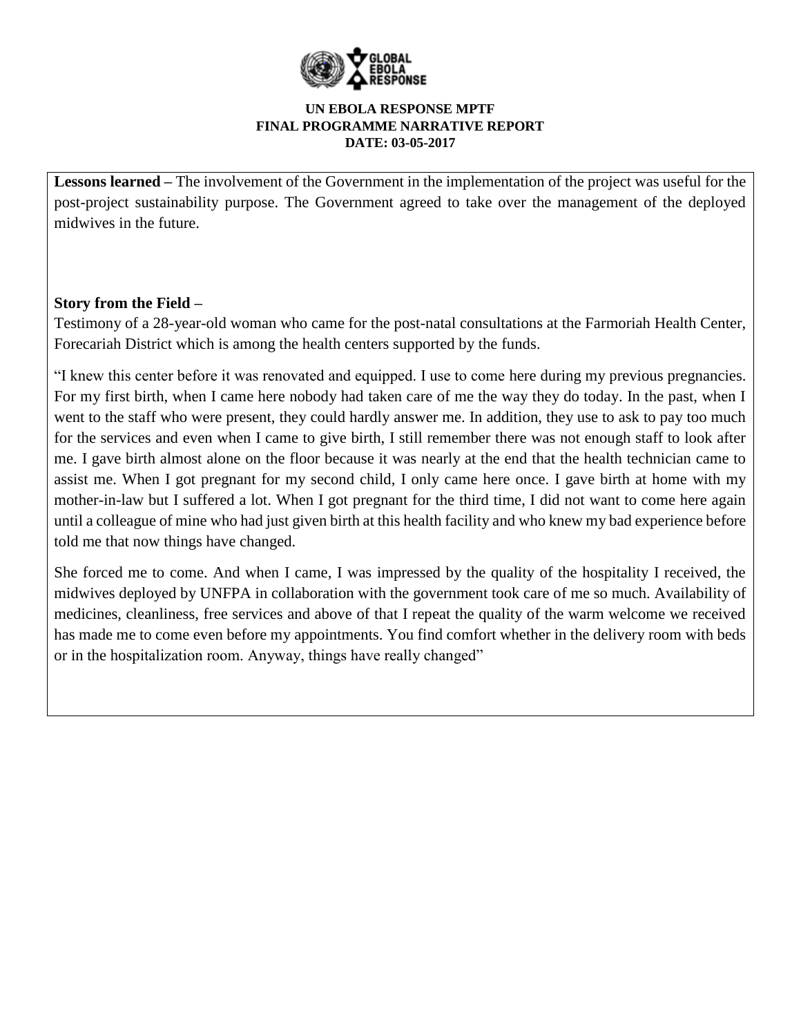**Lessons learned –** The involvement of the Government in the implementation of the project was useful for the post-project sustainability purpose. The Government agreed to take over the management of the deployed midwives in the future.

**Story from the Field –**

Testimony of a 28-year-old woman who came for the post-natal consultations at the Farmoriah Health Center, Forecariah District which is among the health centers supported by the funds.

"I knew this center before it was renovated and equipped. I use to come here during my previous pregnancies. For my first birth, when I came here nobody had taken care of me the way they do today. In the past, when I went to the staff who were present, they could hardly answer me. In addition, they use to ask to pay too much for the services and even when I came to give birth, I still remember there was not enough staff to look after me. I gave birth almost alone on the floor because it was nearly at the end that the health technician came to assist me. When I got pregnant for my second child, I only came here once. I gave birth at home with my mother-in-law but I suffered a lot. When I got pregnant for the third time, I did not want to come here again until a colleague of mine who had just given birth at this health facility and who knew my bad experience before told me that now things have changed.

She forced me to come. And when I came, I was impressed by the quality of the hospitality I received, the midwives deployed by UNFPA in collaboration with the government took care of me so much. Availability of medicines, cleanliness, free services and above of that I repeat the quality of the warm welcome we received has made me to come even before my appointments. You find comfort whether in the delivery room with beds or in the hospitalization room. Anyway, things have really changed"